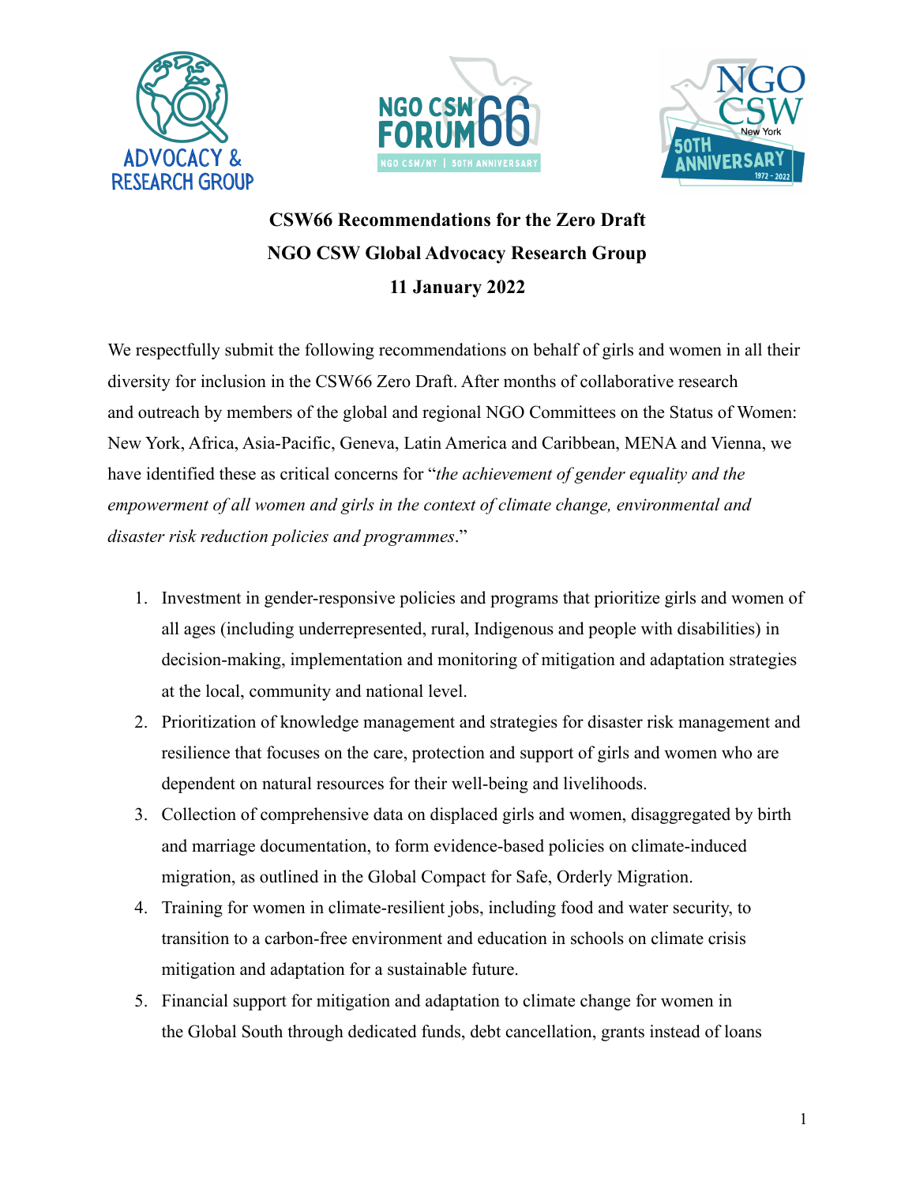**CSW66 Recommendations for the Zero Draft**

**NGO CSW Global Advocacy Research Group**

**11 January 2022**

We respectfully submit the following recommendations on behalf of girls and women in all their diversity for inclusion in the CSW66 Zero Draft. After months of collaborative research and outreach by members of the global and regional NGO Committees on the Status of Women: New York, Africa, Asia-Pacific, Geneva, Latin America and Caribbean, MENA and Vienna, we have identified these as critical concerns for "*the achievement of gender equality and the empowerment of all women and girls in the context of climate change, environmental and disaster risk reduction policies and programmes*."

1. Investment in gender-responsive policies and programs that prioritize girls and women of all ages (including underrepresented, rural, Indigenous and people with disabilities) in decision-making, implementation and monitoring of mitigation and adaptation strategies at the local, community and national level.
2. Prioritization of knowledge management and strategies for disaster risk management and resilience that focuses on the care, protection and support of girls and women who are dependent on natural resources for their well-being and livelihoods.
3. Collection of comprehensive data on displaced girls and women, disaggregated by birth and marriage documentation, to form evidence-based policies on climate-induced migration, as outlined in the Global Compact for Safe, Orderly Migration.
4. Training for women in climate-resilient jobs, including food and water security, to transition to a carbon-free environment and education in schools on climate crisis mitigation and adaptation for a sustainable future.
5. Financial support for mitigation and adaptation to climate change for women in the Global South through dedicated funds, debt cancellation, grants instead of loans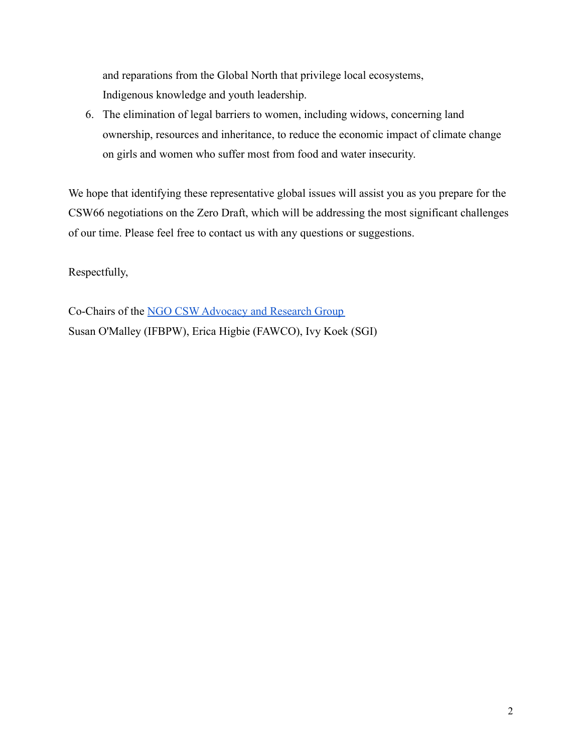and reparations from the Global North that privilege local ecosystems, Indigenous knowledge and youth leadership.

6. The elimination of legal barriers to women, including widows, concerning land ownership, resources and inheritance, to reduce the economic impact of climate change on girls and women who suffer most from food and water insecurity.

We hope that identifying these representative global issues will assist you as you prepare for the CSW66 negotiations on the Zero Draft, which will be addressing the most significant challenges of our time. Please feel free to contact us with any questions or suggestions.

Respectfully,

Co-Chairs of the NGO CSW Advocacy and Research Group
Susan O'Malley (IFBPW), Erica Higbie (FAWCO), Ivy Koek (SGI)